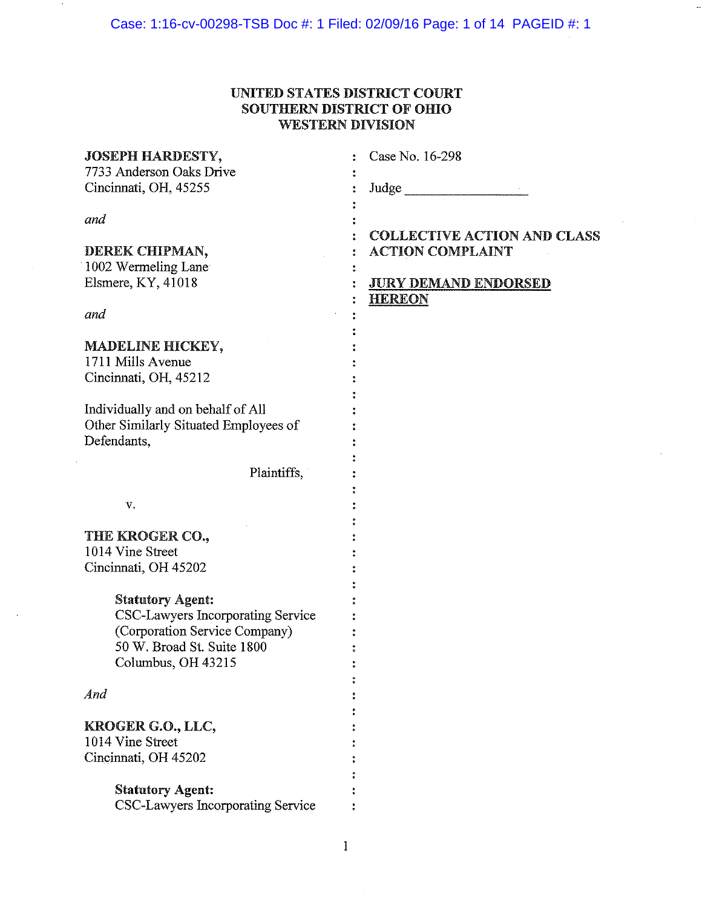**UNITED STATES DISTRICT COURT**
**SOUTHERN DISTRICT OF OHIO**
**WESTERN DIVISION**

**JOSEPH HARDESTY,**
7733 Anderson Oaks Drive
Cincinnati, OH, 45255

*and*

**DEREK CHIPMAN,**
1002 Wermeling Lane
Elsmere, KY, 41018

*and*

**MADELINE HICKEY,**
1711 Mills Avenue
Cincinnati, OH, 45212

Individually and on behalf of All Other Similarly Situated Employees of Defendants,

Plaintiffs,

v.

**THE KROGER CO.,**
1014 Vine Street
Cincinnati, OH 45202

**Statutory Agent:**
CSC-Lawyers Incorporating Service
(Corporation Service Company)
50 W. Broad St. Suite 1800
Columbus, OH 43215

*And*

**KROGER G.O., LLC,**
1014 Vine Street
Cincinnati, OH 45202

**Statutory Agent:**
CSC-Lawyers Incorporating Service

: Case No. 16-298

: Judge \_\_\_\_\_\_\_\_\_\_\_\_\_\_\_\_\_\_

: **COLLECTIVE ACTION AND CLASS ACTION COMPLAINT**

: **JURY DEMAND ENDORSED HEREON**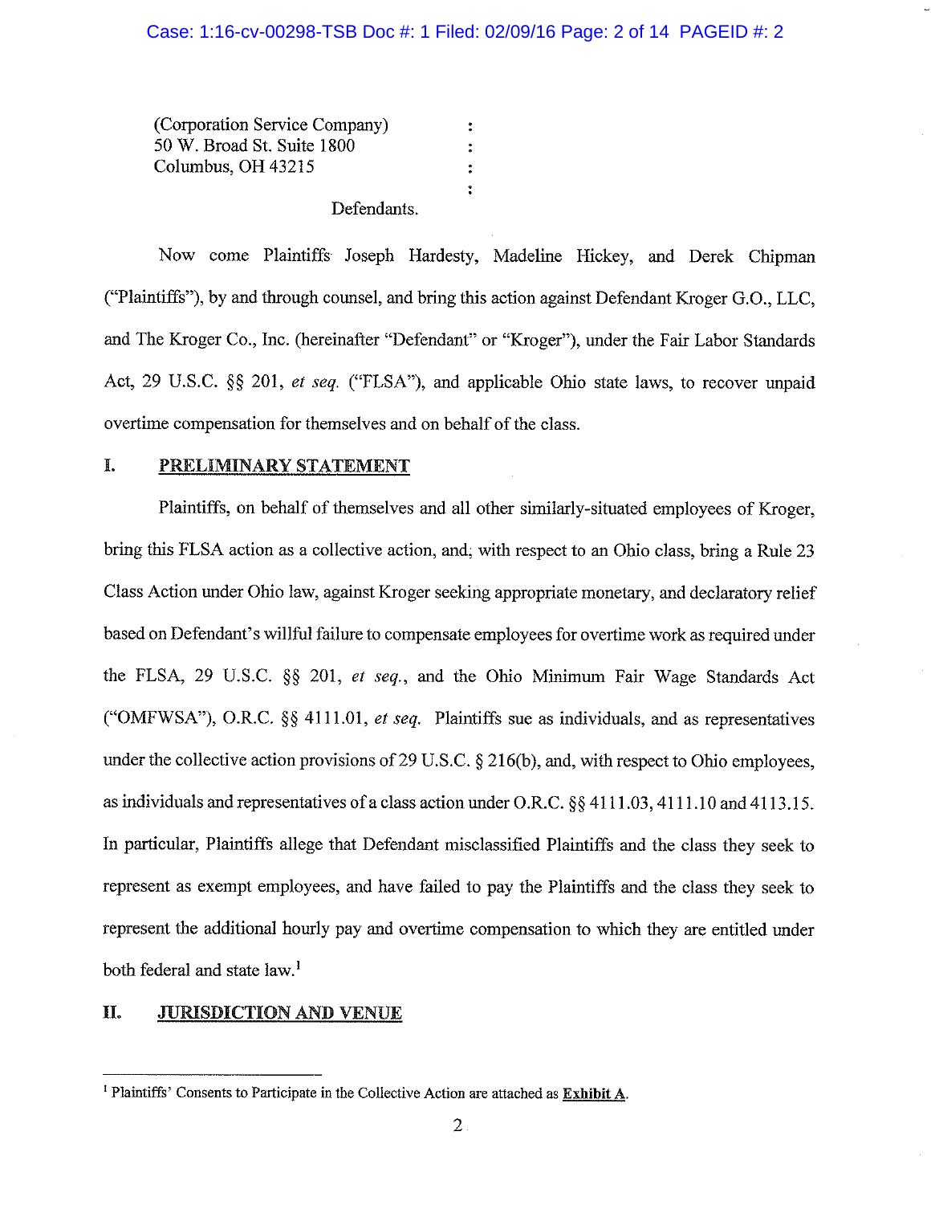(Corporation Service Company) :
50 W. Broad St. Suite 1800 :
Columbus, OH 43215 :

Defendants.

Now come Plaintiffs Joseph Hardesty, Madeline Hickey, and Derek Chipman ("Plaintiffs"), by and through counsel, and bring this action against Defendant Kroger G.O., LLC, and The Kroger Co., Inc. (hereinafter "Defendant" or "Kroger"), under the Fair Labor Standards Act, 29 U.S.C. §§ 201, *et seq.* ("FLSA"), and applicable Ohio state laws, to recover unpaid overtime compensation for themselves and on behalf of the class.

## I. PRELIMINARY STATEMENT

Plaintiffs, on behalf of themselves and all other similarly-situated employees of Kroger, bring this FLSA action as a collective action, and, with respect to an Ohio class, bring a Rule 23 Class Action under Ohio law, against Kroger seeking appropriate monetary, and declaratory relief based on Defendant's willful failure to compensate employees for overtime work as required under the FLSA, 29 U.S.C. §§ 201, *et seq.*, and the Ohio Minimum Fair Wage Standards Act ("OMFWSA"), O.R.C. §§ 4111.01, *et seq.* Plaintiffs sue as individuals, and as representatives under the collective action provisions of 29 U.S.C. § 216(b), and, with respect to Ohio employees, as individuals and representatives of a class action under O.R.C. §§ 4111.03, 4111.10 and 4113.15. In particular, Plaintiffs allege that Defendant misclassified Plaintiffs and the class they seek to represent as exempt employees, and have failed to pay the Plaintiffs and the class they seek to represent the additional hourly pay and overtime compensation to which they are entitled under both federal and state law.[1]

## II. JURISDICTION AND VENUE

[1] Plaintiffs' Consents to Participate in the Collective Action are attached as **Exhibit A**.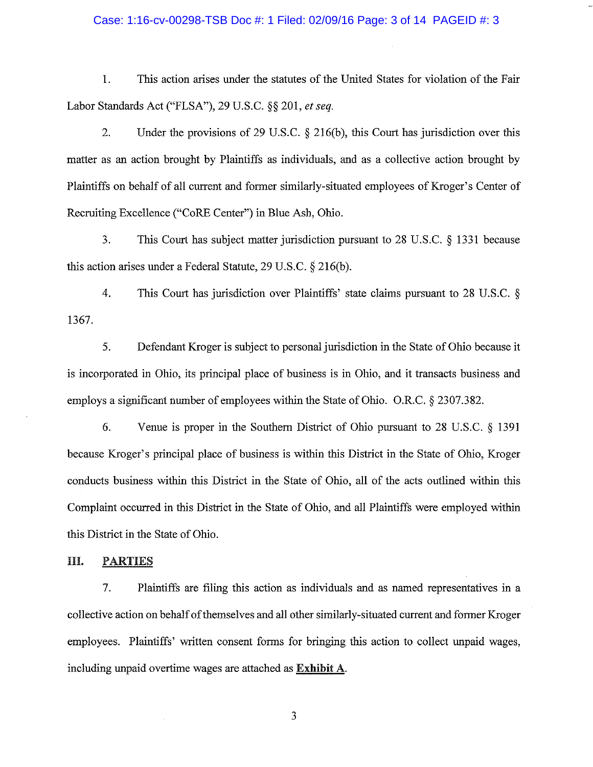1. This action arises under the statutes of the United States for violation of the Fair Labor Standards Act ("FLSA"), 29 U.S.C. §§ 201, *et seq.*

2. Under the provisions of 29 U.S.C. § 216(b), this Court has jurisdiction over this matter as an action brought by Plaintiffs as individuals, and as a collective action brought by Plaintiffs on behalf of all current and former similarly-situated employees of Kroger's Center of Recruiting Excellence ("CoRE Center") in Blue Ash, Ohio.

3. This Court has subject matter jurisdiction pursuant to 28 U.S.C. § 1331 because this action arises under a Federal Statute, 29 U.S.C. § 216(b).

4. This Court has jurisdiction over Plaintiffs' state claims pursuant to 28 U.S.C. § 1367.

5. Defendant Kroger is subject to personal jurisdiction in the State of Ohio because it is incorporated in Ohio, its principal place of business is in Ohio, and it transacts business and employs a significant number of employees within the State of Ohio. O.R.C. § 2307.382.

6. Venue is proper in the Southern District of Ohio pursuant to 28 U.S.C. § 1391 because Kroger's principal place of business is within this District in the State of Ohio, Kroger conducts business within this District in the State of Ohio, all of the acts outlined within this Complaint occurred in this District in the State of Ohio, and all Plaintiffs were employed within this District in the State of Ohio.

## III. PARTIES

7. Plaintiffs are filing this action as individuals and as named representatives in a collective action on behalf of themselves and all other similarly-situated current and former Kroger employees. Plaintiffs' written consent forms for bringing this action to collect unpaid wages, including unpaid overtime wages are attached as **Exhibit A**.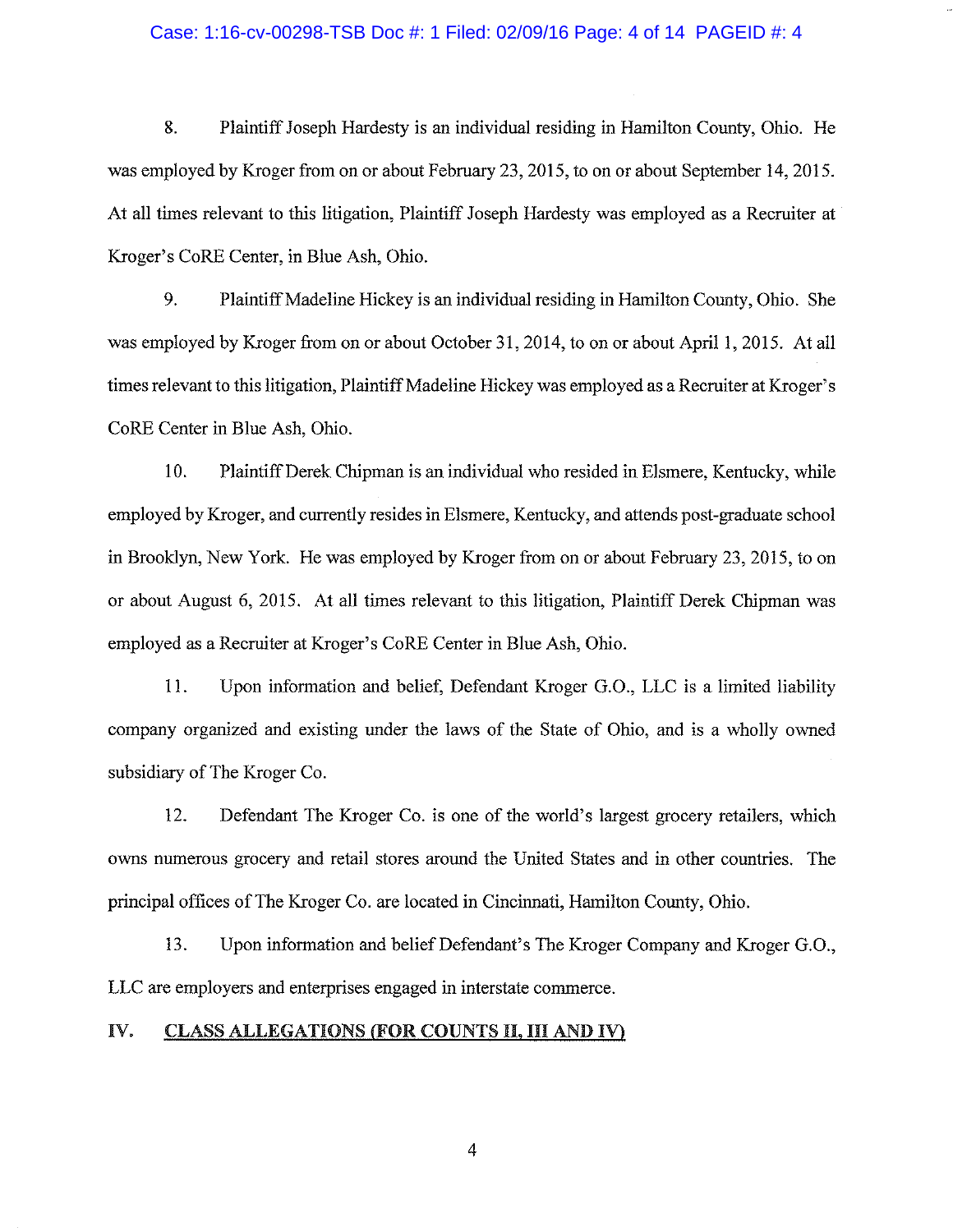8. Plaintiff Joseph Hardesty is an individual residing in Hamilton County, Ohio. He was employed by Kroger from on or about February 23, 2015, to on or about September 14, 2015. At all times relevant to this litigation, Plaintiff Joseph Hardesty was employed as a Recruiter at Kroger's CoRE Center, in Blue Ash, Ohio.

9. Plaintiff Madeline Hickey is an individual residing in Hamilton County, Ohio. She was employed by Kroger from on or about October 31, 2014, to on or about April 1, 2015. At all times relevant to this litigation, Plaintiff Madeline Hickey was employed as a Recruiter at Kroger's CoRE Center in Blue Ash, Ohio.

10. Plaintiff Derek Chipman is an individual who resided in Elsmere, Kentucky, while employed by Kroger, and currently resides in Elsmere, Kentucky, and attends post-graduate school in Brooklyn, New York. He was employed by Kroger from on or about February 23, 2015, to on or about August 6, 2015. At all times relevant to this litigation, Plaintiff Derek Chipman was employed as a Recruiter at Kroger's CoRE Center in Blue Ash, Ohio.

11. Upon information and belief, Defendant Kroger G.O., LLC is a limited liability company organized and existing under the laws of the State of Ohio, and is a wholly owned subsidiary of The Kroger Co.

12. Defendant The Kroger Co. is one of the world's largest grocery retailers, which owns numerous grocery and retail stores around the United States and in other countries. The principal offices of The Kroger Co. are located in Cincinnati, Hamilton County, Ohio.

13. Upon information and belief Defendant's The Kroger Company and Kroger G.O., LLC are employers and enterprises engaged in interstate commerce.

## IV. CLASS ALLEGATIONS (FOR COUNTS II, III AND IV)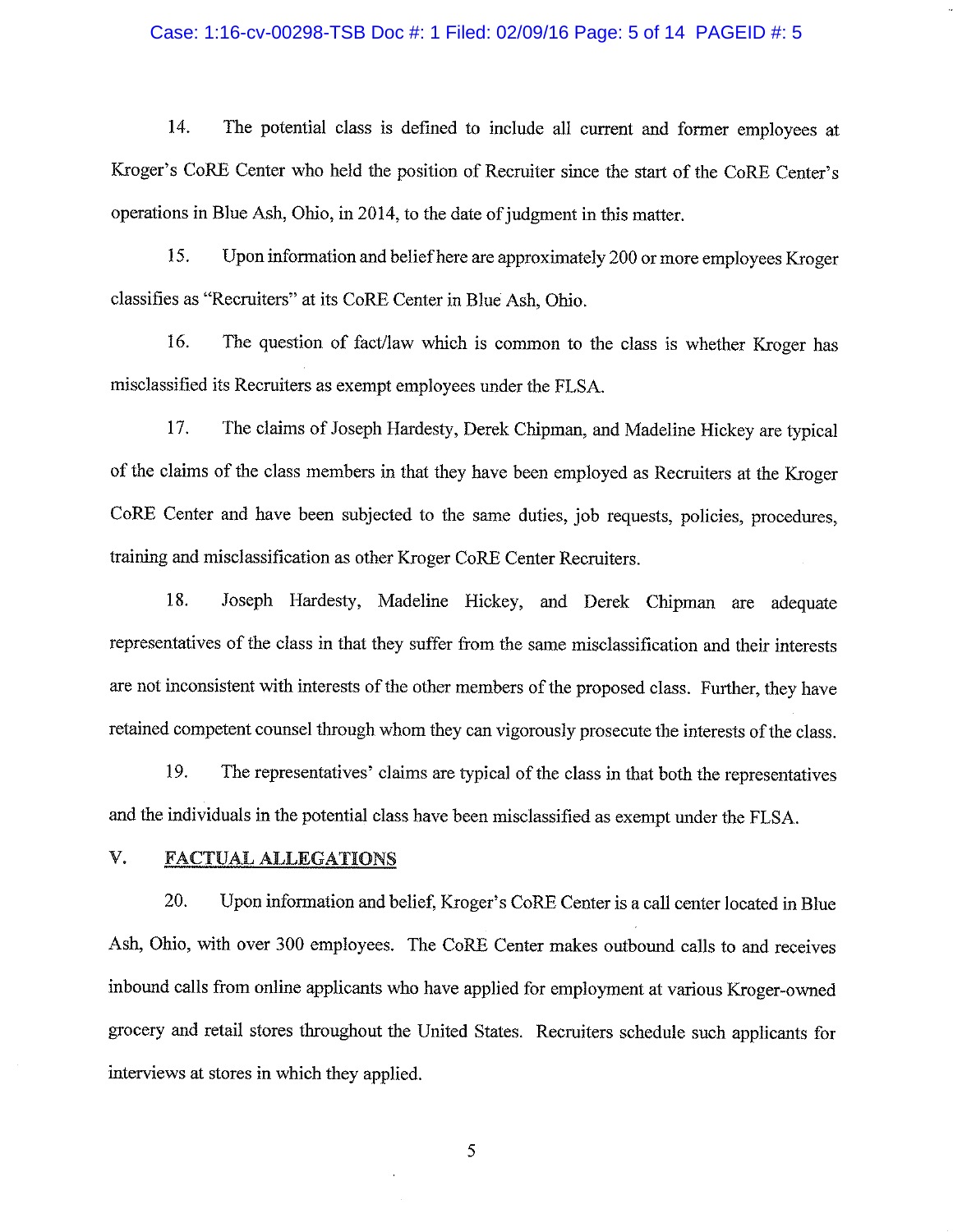14. The potential class is defined to include all current and former employees at Kroger's CoRE Center who held the position of Recruiter since the start of the CoRE Center's operations in Blue Ash, Ohio, in 2014, to the date of judgment in this matter.

15. Upon information and belief here are approximately 200 or more employees Kroger classifies as "Recruiters" at its CoRE Center in Blue Ash, Ohio.

16. The question of fact/law which is common to the class is whether Kroger has misclassified its Recruiters as exempt employees under the FLSA.

17. The claims of Joseph Hardesty, Derek Chipman, and Madeline Hickey are typical of the claims of the class members in that they have been employed as Recruiters at the Kroger CoRE Center and have been subjected to the same duties, job requests, policies, procedures, training and misclassification as other Kroger CoRE Center Recruiters.

18. Joseph Hardesty, Madeline Hickey, and Derek Chipman are adequate representatives of the class in that they suffer from the same misclassification and their interests are not inconsistent with interests of the other members of the proposed class. Further, they have retained competent counsel through whom they can vigorously prosecute the interests of the class.

19. The representatives' claims are typical of the class in that both the representatives and the individuals in the potential class have been misclassified as exempt under the FLSA.

## V. FACTUAL ALLEGATIONS

20. Upon information and belief, Kroger's CoRE Center is a call center located in Blue Ash, Ohio, with over 300 employees. The CoRE Center makes outbound calls to and receives inbound calls from online applicants who have applied for employment at various Kroger-owned grocery and retail stores throughout the United States. Recruiters schedule such applicants for interviews at stores in which they applied.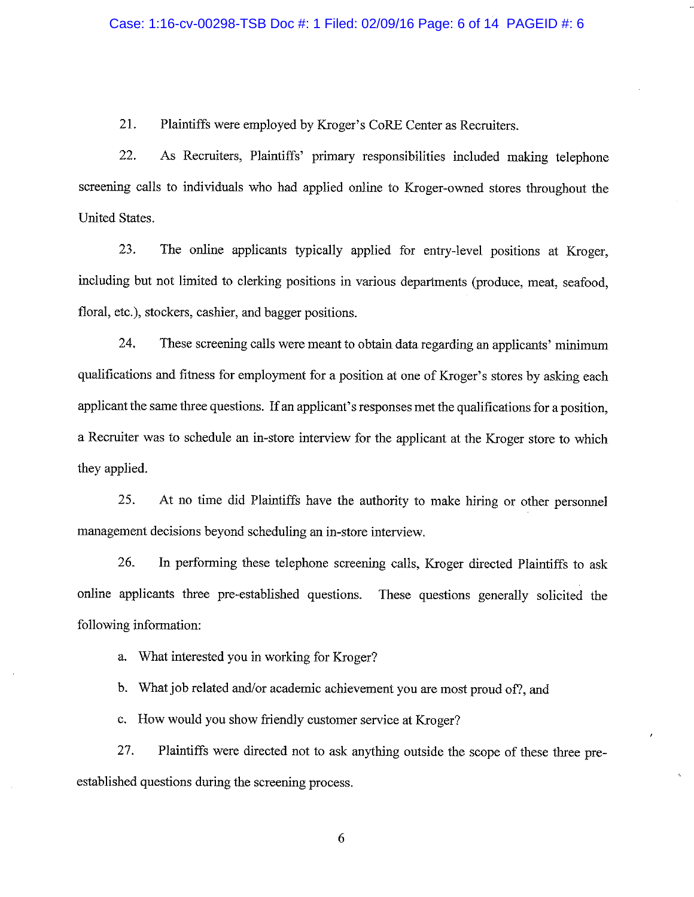21. Plaintiffs were employed by Kroger's CoRE Center as Recruiters.

22. As Recruiters, Plaintiffs' primary responsibilities included making telephone screening calls to individuals who had applied online to Kroger-owned stores throughout the United States.

23. The online applicants typically applied for entry-level positions at Kroger, including but not limited to clerking positions in various departments (produce, meat, seafood, floral, etc.), stockers, cashier, and bagger positions.

24. These screening calls were meant to obtain data regarding an applicants' minimum qualifications and fitness for employment for a position at one of Kroger's stores by asking each applicant the same three questions. If an applicant's responses met the qualifications for a position, a Recruiter was to schedule an in-store interview for the applicant at the Kroger store to which they applied.

25. At no time did Plaintiffs have the authority to make hiring or other personnel management decisions beyond scheduling an in-store interview.

26. In performing these telephone screening calls, Kroger directed Plaintiffs to ask online applicants three pre-established questions. These questions generally solicited the following information:

a. What interested you in working for Kroger?

b. What job related and/or academic achievement you are most proud of?, and

c. How would you show friendly customer service at Kroger?

27. Plaintiffs were directed not to ask anything outside the scope of these three pre-established questions during the screening process.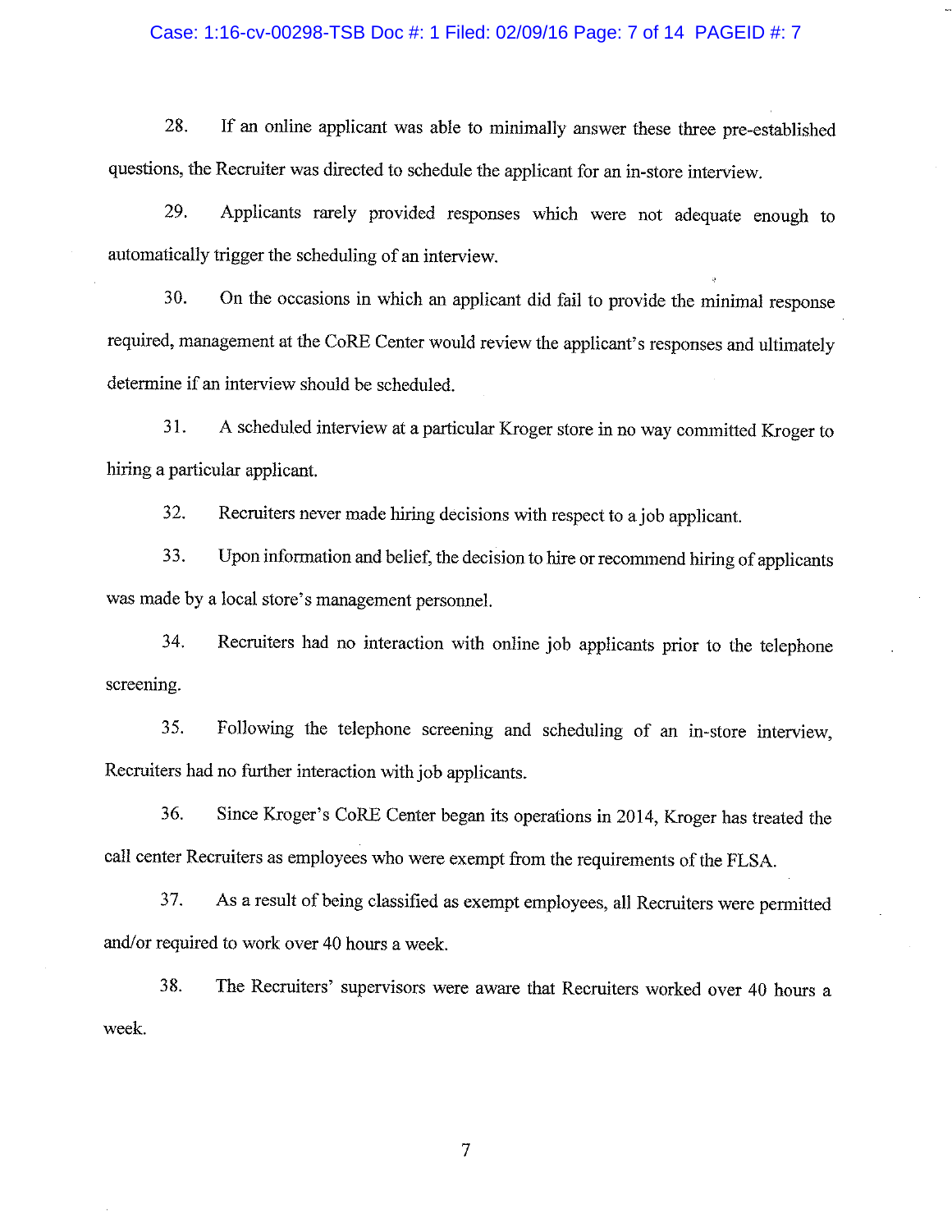28. If an online applicant was able to minimally answer these three pre-established questions, the Recruiter was directed to schedule the applicant for an in-store interview.

29. Applicants rarely provided responses which were not adequate enough to automatically trigger the scheduling of an interview.

30. On the occasions in which an applicant did fail to provide the minimal response required, management at the CoRE Center would review the applicant's responses and ultimately determine if an interview should be scheduled.

31. A scheduled interview at a particular Kroger store in no way committed Kroger to hiring a particular applicant.

32. Recruiters never made hiring decisions with respect to a job applicant.

33. Upon information and belief, the decision to hire or recommend hiring of applicants was made by a local store's management personnel.

34. Recruiters had no interaction with online job applicants prior to the telephone screening.

35. Following the telephone screening and scheduling of an in-store interview, Recruiters had no further interaction with job applicants.

36. Since Kroger's CoRE Center began its operations in 2014, Kroger has treated the call center Recruiters as employees who were exempt from the requirements of the FLSA.

37. As a result of being classified as exempt employees, all Recruiters were permitted and/or required to work over 40 hours a week.

38. The Recruiters' supervisors were aware that Recruiters worked over 40 hours a week.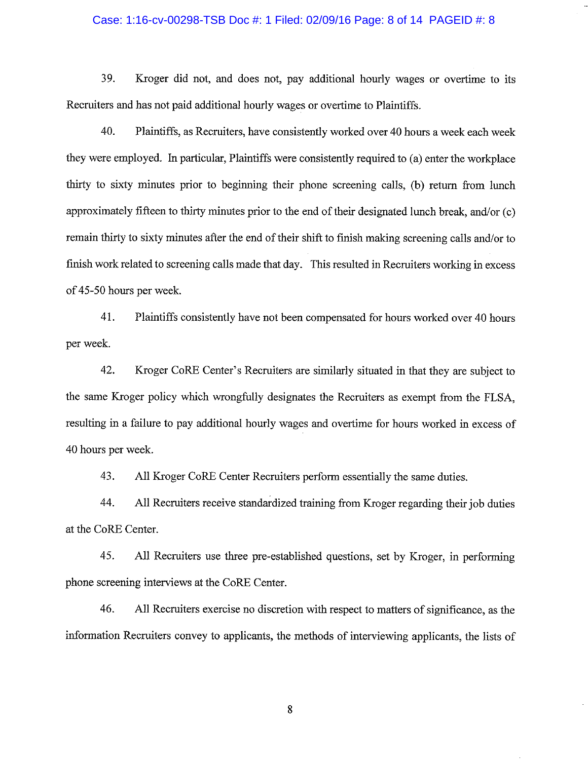39. Kroger did not, and does not, pay additional hourly wages or overtime to its Recruiters and has not paid additional hourly wages or overtime to Plaintiffs.

40. Plaintiffs, as Recruiters, have consistently worked over 40 hours a week each week they were employed. In particular, Plaintiffs were consistently required to (a) enter the workplace thirty to sixty minutes prior to beginning their phone screening calls, (b) return from lunch approximately fifteen to thirty minutes prior to the end of their designated lunch break, and/or (c) remain thirty to sixty minutes after the end of their shift to finish making screening calls and/or to finish work related to screening calls made that day. This resulted in Recruiters working in excess of 45-50 hours per week.

41. Plaintiffs consistently have not been compensated for hours worked over 40 hours per week.

42. Kroger CoRE Center's Recruiters are similarly situated in that they are subject to the same Kroger policy which wrongfully designates the Recruiters as exempt from the FLSA, resulting in a failure to pay additional hourly wages and overtime for hours worked in excess of 40 hours per week.

43. All Kroger CoRE Center Recruiters perform essentially the same duties.

44. All Recruiters receive standardized training from Kroger regarding their job duties at the CoRE Center.

45. All Recruiters use three pre-established questions, set by Kroger, in performing phone screening interviews at the CoRE Center.

46. All Recruiters exercise no discretion with respect to matters of significance, as the information Recruiters convey to applicants, the methods of interviewing applicants, the lists of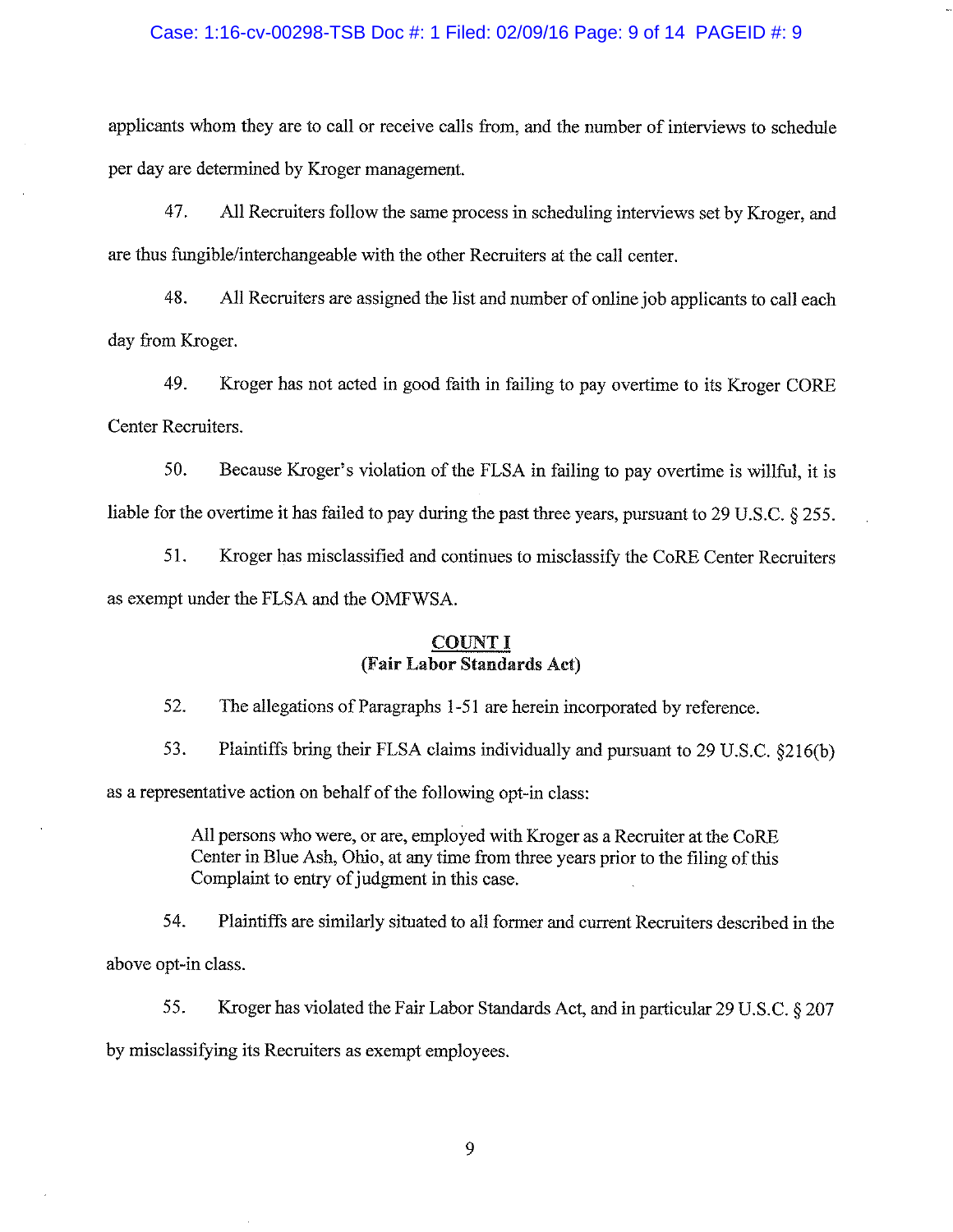applicants whom they are to call or receive calls from, and the number of interviews to schedule per day are determined by Kroger management.

47. All Recruiters follow the same process in scheduling interviews set by Kroger, and are thus fungible/interchangeable with the other Recruiters at the call center.

48. All Recruiters are assigned the list and number of online job applicants to call each day from Kroger.

49. Kroger has not acted in good faith in failing to pay overtime to its Kroger CORE Center Recruiters.

50. Because Kroger's violation of the FLSA in failing to pay overtime is willful, it is liable for the overtime it has failed to pay during the past three years, pursuant to 29 U.S.C. § 255.

51. Kroger has misclassified and continues to misclassify the CoRE Center Recruiters as exempt under the FLSA and the OMFWSA.

## COUNT I
**(Fair Labor Standards Act)**

52. The allegations of Paragraphs 1-51 are herein incorporated by reference.

53. Plaintiffs bring their FLSA claims individually and pursuant to 29 U.S.C. §216(b) as a representative action on behalf of the following opt-in class:

> All persons who were, or are, employed with Kroger as a Recruiter at the CoRE Center in Blue Ash, Ohio, at any time from three years prior to the filing of this Complaint to entry of judgment in this case.

54. Plaintiffs are similarly situated to all former and current Recruiters described in the above opt-in class.

55. Kroger has violated the Fair Labor Standards Act, and in particular 29 U.S.C. § 207 by misclassifying its Recruiters as exempt employees.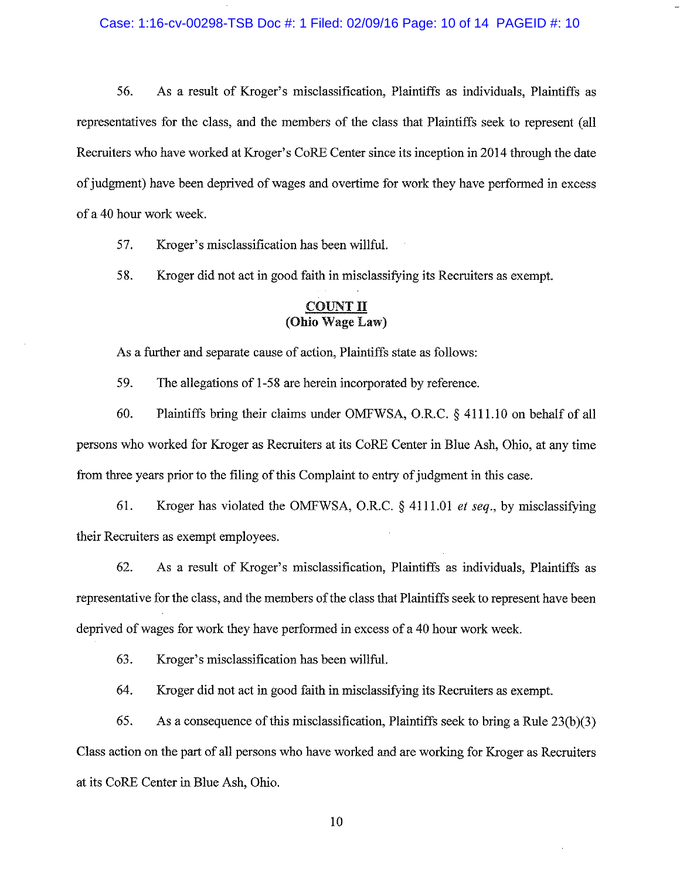56. As a result of Kroger's misclassification, Plaintiffs as individuals, Plaintiffs as representatives for the class, and the members of the class that Plaintiffs seek to represent (all Recruiters who have worked at Kroger's CoRE Center since its inception in 2014 through the date of judgment) have been deprived of wages and overtime for work they have performed in excess of a 40 hour work week.

57. Kroger's misclassification has been willful.

58. Kroger did not act in good faith in misclassifying its Recruiters as exempt.

## COUNT II
**(Ohio Wage Law)**

As a further and separate cause of action, Plaintiffs state as follows:

59. The allegations of 1-58 are herein incorporated by reference.

60. Plaintiffs bring their claims under OMFWSA, O.R.C. § 4111.10 on behalf of all persons who worked for Kroger as Recruiters at its CoRE Center in Blue Ash, Ohio, at any time from three years prior to the filing of this Complaint to entry of judgment in this case.

61. Kroger has violated the OMFWSA, O.R.C. § 4111.01 *et seq*., by misclassifying their Recruiters as exempt employees.

62. As a result of Kroger's misclassification, Plaintiffs as individuals, Plaintiffs as representative for the class, and the members of the class that Plaintiffs seek to represent have been deprived of wages for work they have performed in excess of a 40 hour work week.

63. Kroger's misclassification has been willful.

64. Kroger did not act in good faith in misclassifying its Recruiters as exempt.

65. As a consequence of this misclassification, Plaintiffs seek to bring a Rule 23(b)(3) Class action on the part of all persons who have worked and are working for Kroger as Recruiters at its CoRE Center in Blue Ash, Ohio.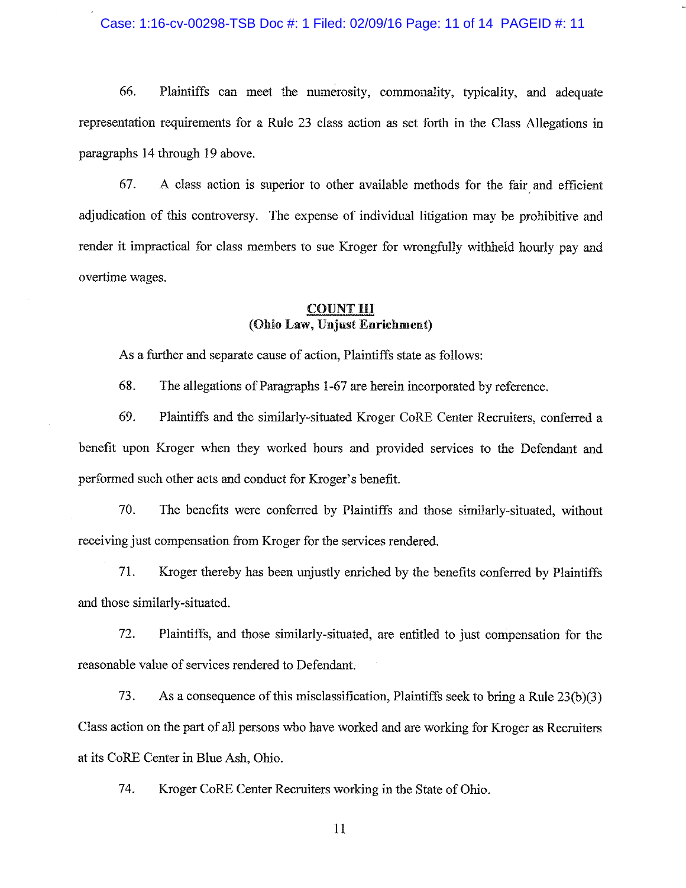66. Plaintiffs can meet the numerosity, commonality, typicality, and adequate representation requirements for a Rule 23 class action as set forth in the Class Allegations in paragraphs 14 through 19 above.

67. A class action is superior to other available methods for the fair and efficient adjudication of this controversy. The expense of individual litigation may be prohibitive and render it impractical for class members to sue Kroger for wrongfully withheld hourly pay and overtime wages.

## COUNT III
**(Ohio Law, Unjust Enrichment)**

As a further and separate cause of action, Plaintiffs state as follows:

68. The allegations of Paragraphs 1-67 are herein incorporated by reference.

69. Plaintiffs and the similarly-situated Kroger CoRE Center Recruiters, conferred a benefit upon Kroger when they worked hours and provided services to the Defendant and performed such other acts and conduct for Kroger's benefit.

70. The benefits were conferred by Plaintiffs and those similarly-situated, without receiving just compensation from Kroger for the services rendered.

71. Kroger thereby has been unjustly enriched by the benefits conferred by Plaintiffs and those similarly-situated.

72. Plaintiffs, and those similarly-situated, are entitled to just compensation for the reasonable value of services rendered to Defendant.

73. As a consequence of this misclassification, Plaintiffs seek to bring a Rule 23(b)(3) Class action on the part of all persons who have worked and are working for Kroger as Recruiters at its CoRE Center in Blue Ash, Ohio.

74. Kroger CoRE Center Recruiters working in the State of Ohio.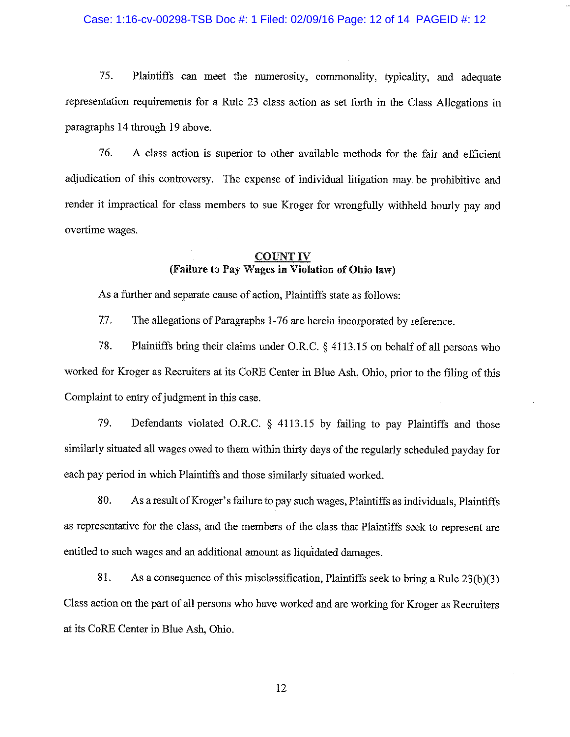75. Plaintiffs can meet the numerosity, commonality, typicality, and adequate representation requirements for a Rule 23 class action as set forth in the Class Allegations in paragraphs 14 through 19 above.

76. A class action is superior to other available methods for the fair and efficient adjudication of this controversy. The expense of individual litigation may be prohibitive and render it impractical for class members to sue Kroger for wrongfully withheld hourly pay and overtime wages.

**COUNT IV**
**(Failure to Pay Wages in Violation of Ohio law)**

As a further and separate cause of action, Plaintiffs state as follows:

77. The allegations of Paragraphs 1-76 are herein incorporated by reference.

78. Plaintiffs bring their claims under O.R.C. § 4113.15 on behalf of all persons who worked for Kroger as Recruiters at its CoRE Center in Blue Ash, Ohio, prior to the filing of this Complaint to entry of judgment in this case.

79. Defendants violated O.R.C. § 4113.15 by failing to pay Plaintiffs and those similarly situated all wages owed to them within thirty days of the regularly scheduled payday for each pay period in which Plaintiffs and those similarly situated worked.

80. As a result of Kroger's failure to pay such wages, Plaintiffs as individuals, Plaintiffs as representative for the class, and the members of the class that Plaintiffs seek to represent are entitled to such wages and an additional amount as liquidated damages.

81. As a consequence of this misclassification, Plaintiffs seek to bring a Rule 23(b)(3) Class action on the part of all persons who have worked and are working for Kroger as Recruiters at its CoRE Center in Blue Ash, Ohio.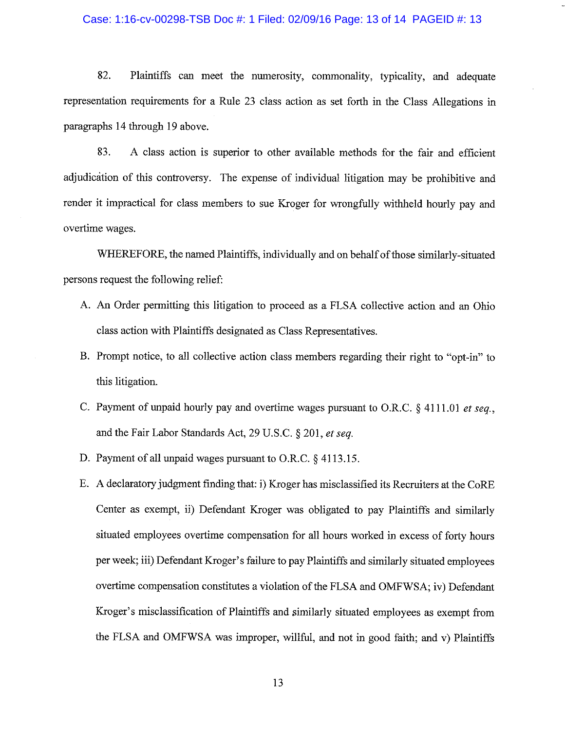82. Plaintiffs can meet the numerosity, commonality, typicality, and adequate representation requirements for a Rule 23 class action as set forth in the Class Allegations in paragraphs 14 through 19 above.

83. A class action is superior to other available methods for the fair and efficient adjudication of this controversy. The expense of individual litigation may be prohibitive and render it impractical for class members to sue Kroger for wrongfully withheld hourly pay and overtime wages.

WHEREFORE, the named Plaintiffs, individually and on behalf of those similarly-situated persons request the following relief:

A. An Order permitting this litigation to proceed as a FLSA collective action and an Ohio class action with Plaintiffs designated as Class Representatives.

B. Prompt notice, to all collective action class members regarding their right to "opt-in" to this litigation.

C. Payment of unpaid hourly pay and overtime wages pursuant to O.R.C. § 4111.01 *et seq.*, and the Fair Labor Standards Act, 29 U.S.C. § 201, *et seq.*

D. Payment of all unpaid wages pursuant to O.R.C. § 4113.15.

E. A declaratory judgment finding that: i) Kroger has misclassified its Recruiters at the CoRE Center as exempt, ii) Defendant Kroger was obligated to pay Plaintiffs and similarly situated employees overtime compensation for all hours worked in excess of forty hours per week; iii) Defendant Kroger's failure to pay Plaintiffs and similarly situated employees overtime compensation constitutes a violation of the FLSA and OMFWSA; iv) Defendant Kroger's misclassification of Plaintiffs and similarly situated employees as exempt from the FLSA and OMFWSA was improper, willful, and not in good faith; and v) Plaintiffs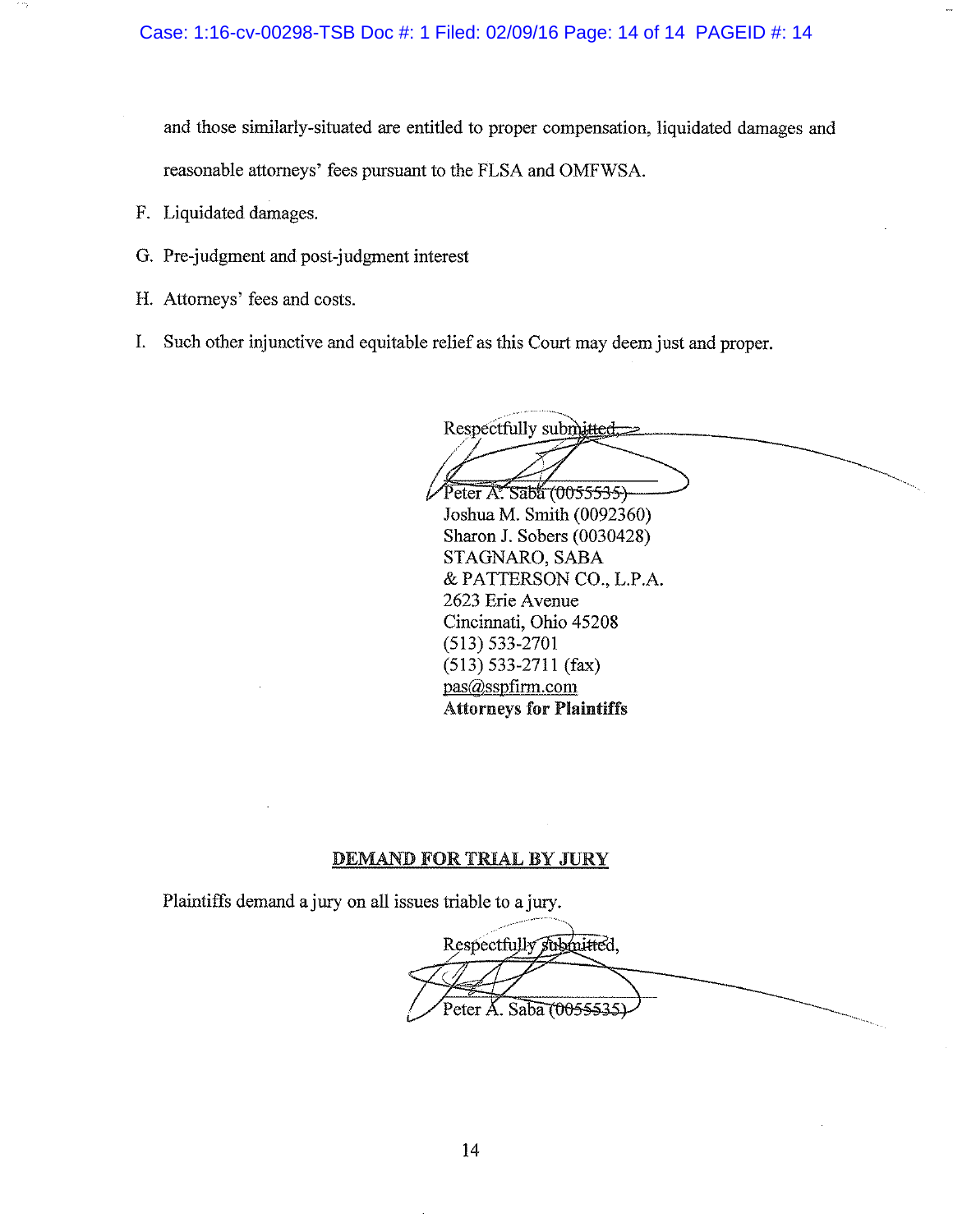and those similarly-situated are entitled to proper compensation, liquidated damages and reasonable attorneys' fees pursuant to the FLSA and OMFWSA.

F. Liquidated damages.

G. Pre-judgment and post-judgment interest

H. Attorneys' fees and costs.

I. Such other injunctive and equitable relief as this Court may deem just and proper.

Respectfully submitted,

Peter A. Saba (0055535)
Joshua M. Smith (0092360)
Sharon J. Sobers (0030428)
STAGNARO, SABA
& PATTERSON CO., L.P.A.
2623 Erie Avenue
Cincinnati, Ohio 45208
(513) 533-2701
(513) 533-2711 (fax)
pas@sspfirm.com
**Attorneys for Plaintiffs**

## DEMAND FOR TRIAL BY JURY

Plaintiffs demand a jury on all issues triable to a jury.

Respectfully submitted,

Peter A. Saba (0055535)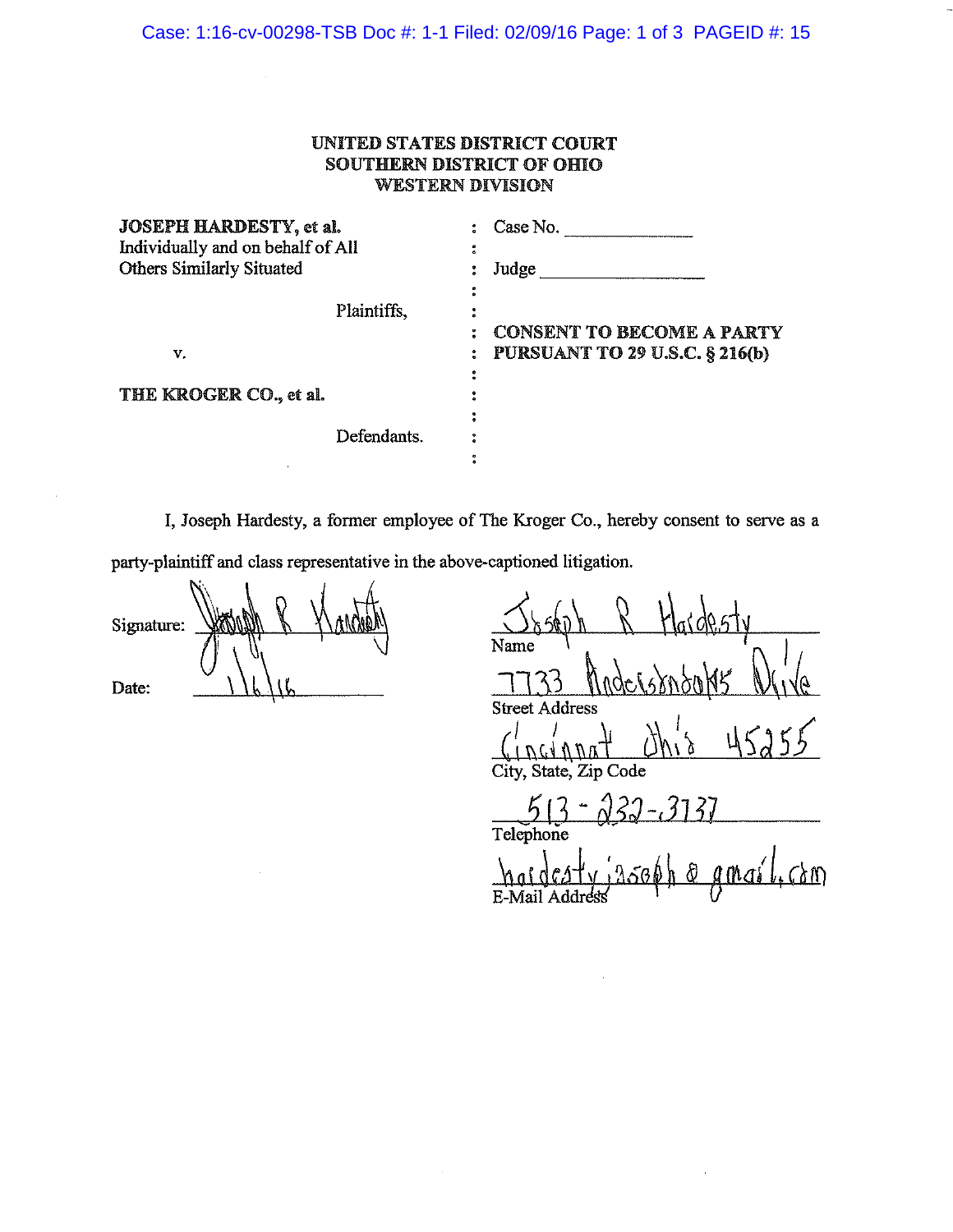# UNITED STATES DISTRICT COURT
## SOUTHERN DISTRICT OF OHIO
## WESTERN DIVISION

| | | |
|---|---|---|
| **JOSEPH HARDESTY, et al.** Individually and on behalf of All Others Similarly Situated | : | Case No. ______________ |
| | : | Judge ________________ |
| Plaintiffs, | : | |
| v. | : | **CONSENT TO BECOME A PARTY PURSUANT TO 29 U.S.C. § 216(b)** |
| **THE KROGER CO., et al.** | : | |
| Defendants. | : | |

I, Joseph Hardesty, a former employee of The Kroger Co., hereby consent to serve as a party-plaintiff and class representative in the above-captioned litigation.

Signature: Joseph R Hardesty

Date: 1/6/16

Joseph R Hardesty
Name

7733 Andersonbonks Drive
Street Address

Cincinnati Ohio 45255
City, State, Zip Code

513-232-3737
Telephone

hardestyjoseph@gmail.com
E-Mail Address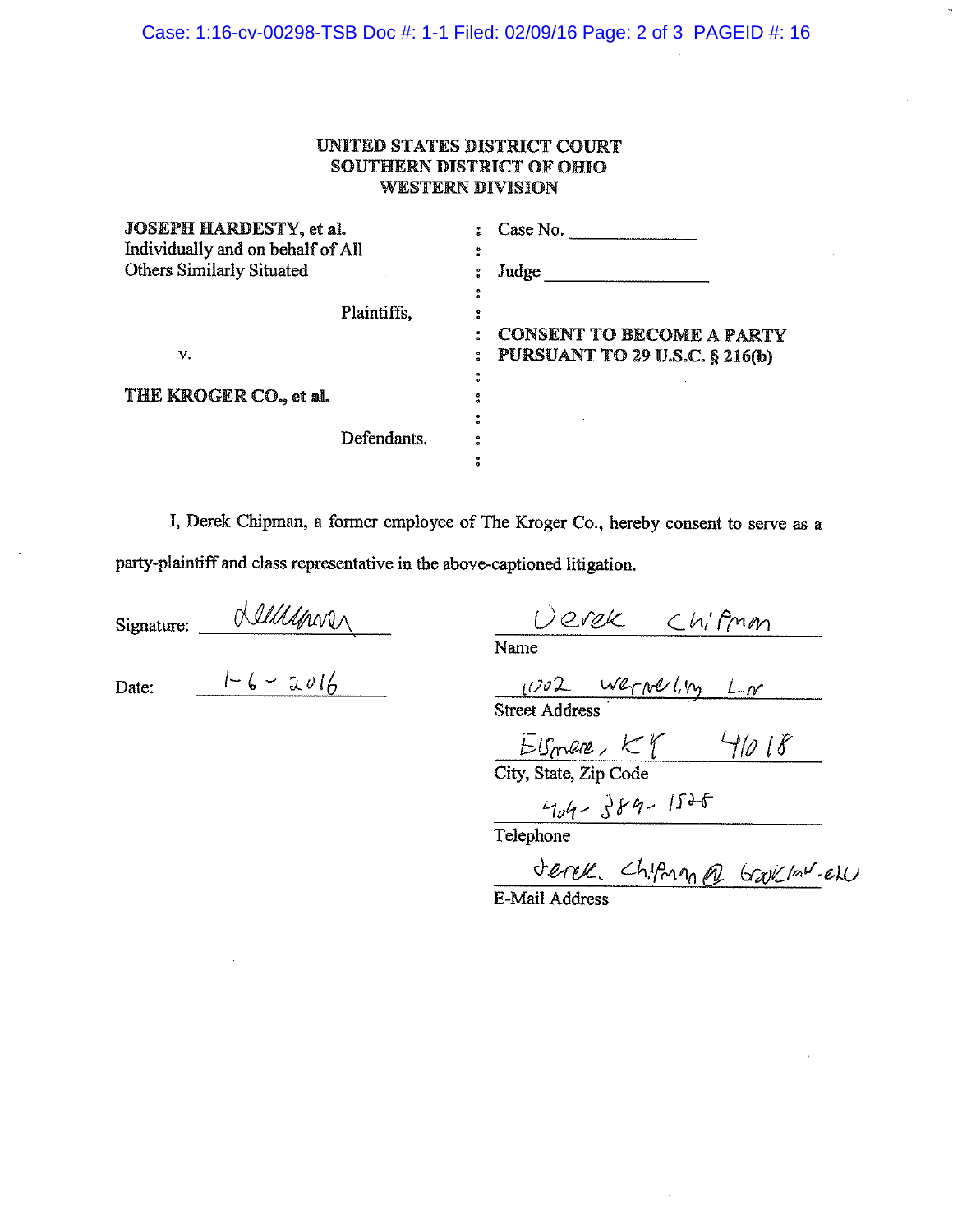UNITED STATES DISTRICT COURT
SOUTHERN DISTRICT OF OHIO
WESTERN DIVISION

| | | |
|---|---|---|
| **JOSEPH HARDESTY, et al.** Individually and on behalf of All Others Similarly Situated | : | Case No. ______________ |
| | : | |
| | : | Judge ________________ |
| Plaintiffs, | : | |
| | : | **CONSENT TO BECOME A PARTY PURSUANT TO 29 U.S.C. § 216(b)** |
| v. | : | |
| | : | |
| **THE KROGER CO., et al.** | : | |
| | : | |
| Defendants. | : | |

I, Derek Chipman, a former employee of The Kroger Co., hereby consent to serve as a party-plaintiff and class representative in the above-captioned litigation.

Signature: *[signature]*

Date: 1-6-2016

Derek Chipman
Name

1002 Wernerling Ln
Street Address

Elsmere, KY 41018
City, State, Zip Code

404-384-1528
Telephone

derek.chipman@brooklaw.edu
E-Mail Address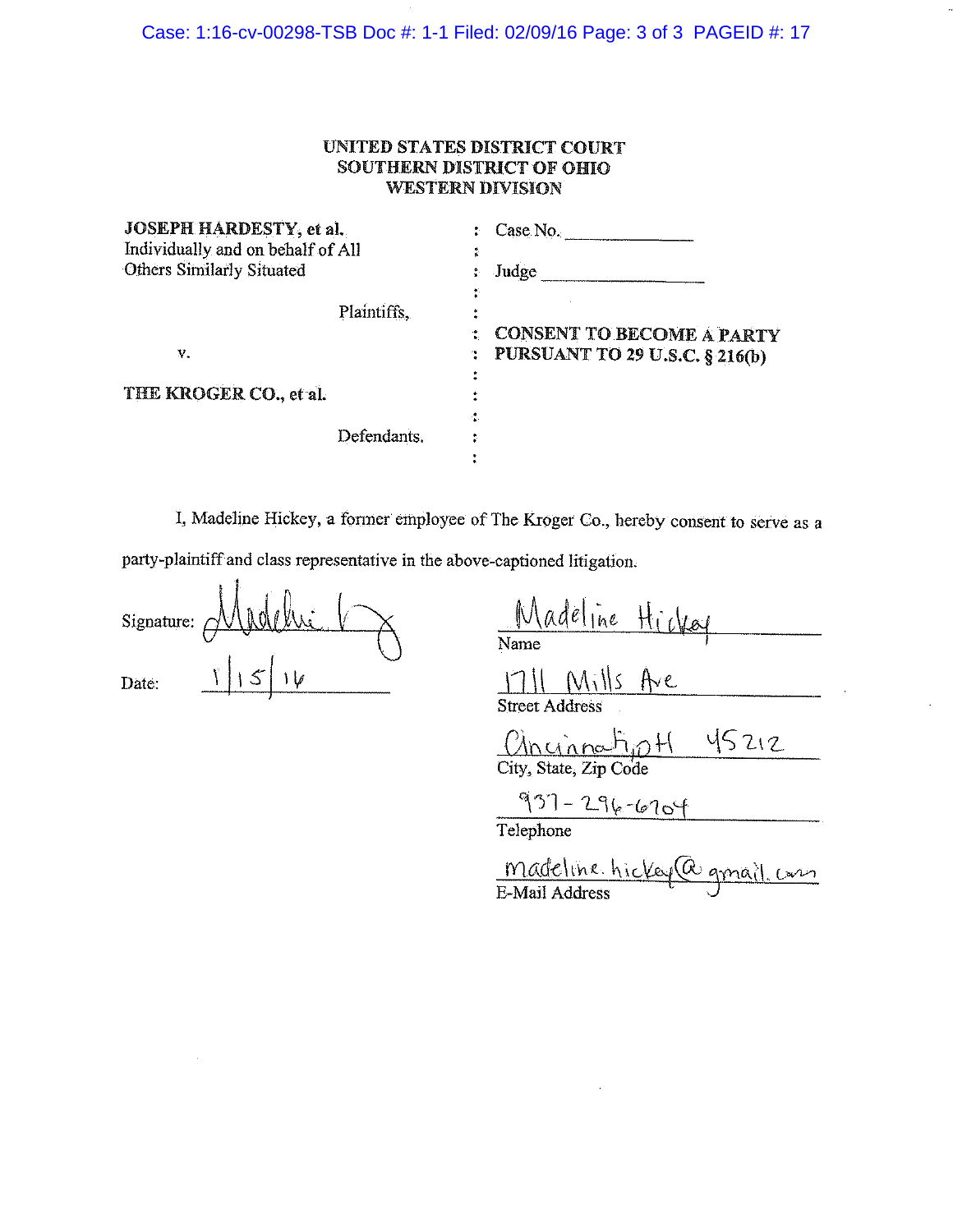UNITED STATES DISTRICT COURT
SOUTHERN DISTRICT OF OHIO
WESTERN DIVISION

| | | |
|---|---|---|
| **JOSEPH HARDESTY, et al.** Individually and on behalf of All Others Similarly Situated | : | Case No. \_\_\_\_\_\_\_\_\_\_ |
| | : | Judge \_\_\_\_\_\_\_\_\_\_ |
| Plaintiffs, | : | |
| v. | : | **CONSENT TO BECOME A PARTY PURSUANT TO 29 U.S.C. § 216(b)** |
| **THE KROGER CO., et al.** | : | |
| Defendants. | : | |

I, Madeline Hickey, a former employee of The Kroger Co., hereby consent to serve as a party-plaintiff and class representative in the above-captioned litigation.

Signature: Madeline H

Date: 1/15/16

Madeline Hickey
Name

1711 Mills Ave
Street Address

Cincinnati, OH 45212
City, State, Zip Code

937-296-6704
Telephone

madeline.hickey@gmail.com
E-Mail Address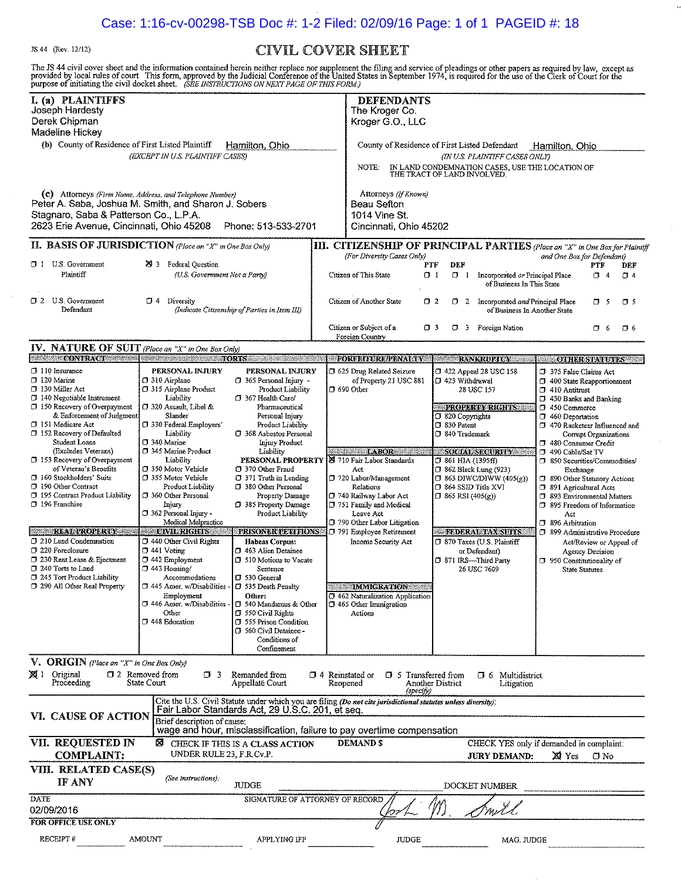JS 44 (Rev. 12/12)

# CIVIL COVER SHEET

The JS 44 civil cover sheet and the information contained herein neither replace nor supplement the filing and service of pleadings or other papers as required by law, except as provided by local rules of court. This form, approved by the Judicial Conference of the United States in September 1974, is required for the use of the Clerk of Court for the purpose of initiating the civil docket sheet. *(SEE INSTRUCTIONS ON NEXT PAGE OF THIS FORM.)*

## I. (a) PLAINTIFFS

Joseph Hardesty
Derek Chipman
Madeline Hickey

**DEFENDANTS**

The Kroger Co.
Kroger G.O., LLC

(b) County of Residence of First Listed Plaintiff: Hamilton, Ohio
*(EXCEPT IN U.S. PLAINTIFF CASES)*

County of Residence of First Listed Defendant: Hamilton, Ohio
*(IN U.S. PLAINTIFF CASES ONLY)*

NOTE: IN LAND CONDEMNATION CASES, USE THE LOCATION OF THE TRACT OF LAND INVOLVED.

(c) Attorneys *(Firm Name, Address, and Telephone Number)*

Peter A. Saba, Joshua M. Smith, and Sharon J. Sobers
Stagnaro, Saba & Patterson Co., L.P.A.
2623 Erie Avenue, Cincinnati, Ohio 45208 Phone: 513-533-2701

Attorneys *(If Known)*

Beau Sefton
1014 Vine St.
Cincinnati, Ohio 45202

## II. BASIS OF JURISDICTION *(Place an "X" in One Box Only)*

- ☐ 1 U.S. Government Plaintiff
- ☒ 3 Federal Question *(U.S. Government Not a Party)*
- ☐ 2 U.S. Government Defendant
- ☐ 4 Diversity *(Indicate Citizenship of Parties in Item III)*

## III. CITIZENSHIP OF PRINCIPAL PARTIES *(Place an "X" in One Box for Plaintiff and One Box for Defendant)* *(For Diversity Cases Only)*

| | PTF | DEF | | PTF | DEF |
|---|---|---|---|---|---|
| Citizen of This State | ☐ 1 | ☐ 1 | Incorporated *or* Principal Place of Business In This State | ☐ 4 | ☐ 4 |
| Citizen of Another State | ☐ 2 | ☐ 2 | Incorporated *and* Principal Place of Business In Another State | ☐ 5 | ☐ 5 |
| Citizen or Subject of a Foreign Country | ☐ 3 | ☐ 3 | Foreign Nation | ☐ 6 | ☐ 6 |

## IV. NATURE OF SUIT *(Place an "X" in One Box Only)*

**CONTRACT**
- ☐ 110 Insurance
- ☐ 120 Marine
- ☐ 130 Miller Act
- ☐ 140 Negotiable Instrument
- ☐ 150 Recovery of Overpayment & Enforcement of Judgment
- ☐ 151 Medicare Act
- ☐ 152 Recovery of Defaulted Student Loans (Excludes Veterans)
- ☐ 153 Recovery of Overpayment of Veteran's Benefits
- ☐ 160 Stockholders' Suits
- ☐ 190 Other Contract
- ☐ 195 Contract Product Liability
- ☐ 196 Franchise

**REAL PROPERTY**
- ☐ 210 Land Condemnation
- ☐ 220 Foreclosure
- ☐ 230 Rent Lease & Ejectment
- ☐ 240 Torts to Land
- ☐ 245 Tort Product Liability
- ☐ 290 All Other Real Property

**TORTS**

PERSONAL INJURY
- ☐ 310 Airplane
- ☐ 315 Airplane Product Liability
- ☐ 320 Assault, Libel & Slander
- ☐ 330 Federal Employers' Liability
- ☐ 340 Marine
- ☐ 345 Marine Product Liability
- ☐ 350 Motor Vehicle
- ☐ 355 Motor Vehicle Product Liability
- ☐ 360 Other Personal Injury
- ☐ 362 Personal Injury - Medical Malpractice

PERSONAL INJURY
- ☐ 365 Personal Injury - Product Liability
- ☐ 367 Health Care/ Pharmaceutical Personal Injury Product Liability
- ☐ 368 Asbestos Personal Injury Product Liability

PERSONAL PROPERTY
- ☐ 370 Other Fraud
- ☐ 371 Truth in Lending
- ☐ 380 Other Personal Property Damage
- ☐ 385 Property Damage Product Liability

**CIVIL RIGHTS**
- ☐ 440 Other Civil Rights
- ☐ 441 Voting
- ☐ 442 Employment
- ☐ 443 Housing/ Accommodations
- ☐ 445 Amer. w/Disabilities - Employment
- ☐ 446 Amer. w/Disabilities - Other
- ☐ 448 Education

**PRISONER PETITIONS**

Habeas Corpus:
- ☐ 463 Alien Detainee
- ☐ 510 Motions to Vacate Sentence
- ☐ 530 General
- ☐ 535 Death Penalty

Other:
- ☐ 540 Mandamus & Other
- ☐ 550 Civil Rights
- ☐ 555 Prison Condition
- ☐ 560 Civil Detainee - Conditions of Confinement

**FORFEITURE/PENALTY**
- ☐ 625 Drug Related Seizure of Property 21 USC 881
- ☐ 690 Other

**LABOR**
- ☒ 710 Fair Labor Standards Act
- ☐ 720 Labor/Management Relations
- ☐ 740 Railway Labor Act
- ☐ 751 Family and Medical Leave Act
- ☐ 790 Other Labor Litigation
- ☐ 791 Employee Retirement Income Security Act

**IMMIGRATION**
- ☐ 462 Naturalization Application
- ☐ 465 Other Immigration Actions

**BANKRUPTCY**
- ☐ 422 Appeal 28 USC 158
- ☐ 423 Withdrawal 28 USC 157

**PROPERTY RIGHTS**
- ☐ 820 Copyrights
- ☐ 830 Patent
- ☐ 840 Trademark

**SOCIAL SECURITY**
- ☐ 861 HIA (1395ff)
- ☐ 862 Black Lung (923)
- ☐ 863 DIWC/DIWW (405(g))
- ☐ 864 SSID Title XVI
- ☐ 865 RSI (405(g))

**FEDERAL TAX SUITS**
- ☐ 870 Taxes (U.S. Plaintiff or Defendant)
- ☐ 871 IRS—Third Party 26 USC 7609

**OTHER STATUTES**
- ☐ 375 False Claims Act
- ☐ 400 State Reapportionment
- ☐ 410 Antitrust
- ☐ 430 Banks and Banking
- ☐ 450 Commerce
- ☐ 460 Deportation
- ☐ 470 Racketeer Influenced and Corrupt Organizations
- ☐ 480 Consumer Credit
- ☐ 490 Cable/Sat TV
- ☐ 850 Securities/Commodities/ Exchange
- ☐ 890 Other Statutory Actions
- ☐ 891 Agricultural Acts
- ☐ 893 Environmental Matters
- ☐ 895 Freedom of Information Act
- ☐ 896 Arbitration
- ☐ 899 Administrative Procedure Act/Review or Appeal of Agency Decision
- ☐ 950 Constitutionality of State Statutes

## V. ORIGIN *(Place an "X" in One Box Only)*

- ☒ 1 Original Proceeding
- ☐ 2 Removed from State Court
- ☐ 3 Remanded from Appellate Court
- ☐ 4 Reinstated or Reopened
- ☐ 5 Transferred from Another District *(specify)*
- ☐ 6 Multidistrict Litigation

## VI. CAUSE OF ACTION

Cite the U.S. Civil Statute under which you are filing *(Do not cite jurisdictional statutes unless diversity)*:
Fair Labor Standards Act, 29 U.S.C. 201, et seq.

Brief description of cause:
wage and hour, misclassification, failure to pay overtime compensation

## VII. REQUESTED IN COMPLAINT:

☒ CHECK IF THIS IS A CLASS ACTION UNDER RULE 23, F.R.Cv.P.

DEMAND $

CHECK YES only if demanded in complaint:
JURY DEMAND: ☒ Yes ☐ No

## VIII. RELATED CASE(S) IF ANY

*(See instructions)*: JUDGE DOCKET NUMBER

DATE: 02/09/2016

SIGNATURE OF ATTORNEY OF RECORD: Josh M. Smith

**FOR OFFICE USE ONLY**

RECEIPT # AMOUNT APPLYING IFP JUDGE MAG. JUDGE